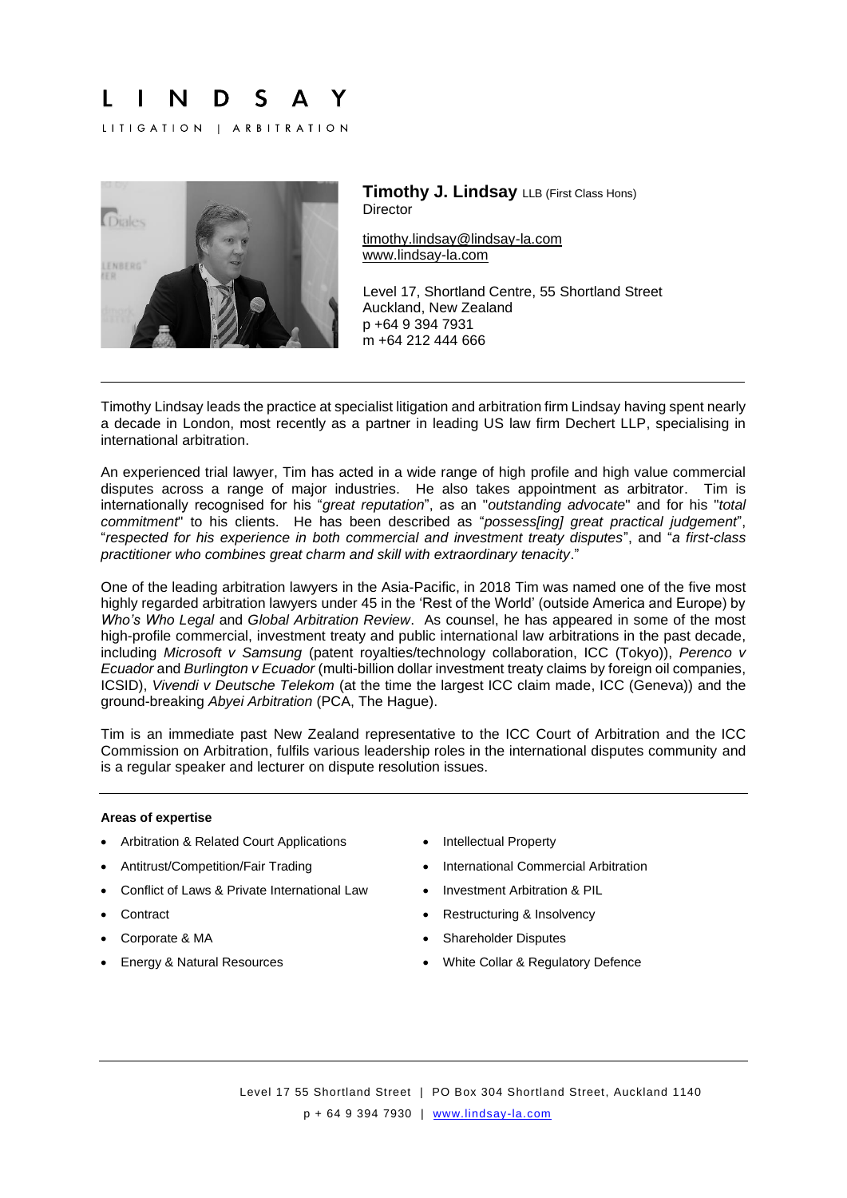# LINDSAY

LITIGATION | ARBITRATION

**Timothy J. Lindsay** LLB (First Class Hons)
Director

timothy.lindsay@lindsay-la.com
www.lindsay-la.com

Level 17, Shortland Centre, 55 Shortland Street
Auckland, New Zealand
p +64 9 394 7931
m +64 212 444 666

---

Timothy Lindsay leads the practice at specialist litigation and arbitration firm Lindsay having spent nearly a decade in London, most recently as a partner in leading US law firm Dechert LLP, specialising in international arbitration.

An experienced trial lawyer, Tim has acted in a wide range of high profile and high value commercial disputes across a range of major industries. He also takes appointment as arbitrator. Tim is internationally recognised for his "*great reputation*", as an "*outstanding advocate*" and for his "*total commitment*" to his clients. He has been described as "*possess[ing] great practical judgement*", "*respected for his experience in both commercial and investment treaty disputes*", and "*a first-class practitioner who combines great charm and skill with extraordinary tenacity*."

One of the leading arbitration lawyers in the Asia-Pacific, in 2018 Tim was named one of the five most highly regarded arbitration lawyers under 45 in the 'Rest of the World' (outside America and Europe) by *Who's Who Legal* and *Global Arbitration Review*. As counsel, he has appeared in some of the most high-profile commercial, investment treaty and public international law arbitrations in the past decade, including *Microsoft v Samsung* (patent royalties/technology collaboration, ICC (Tokyo)), *Perenco v Ecuador* and *Burlington v Ecuador* (multi-billion dollar investment treaty claims by foreign oil companies, ICSID), *Vivendi v Deutsche Telekom* (at the time the largest ICC claim made, ICC (Geneva)) and the ground-breaking *Abyei Arbitration* (PCA, The Hague).

Tim is an immediate past New Zealand representative to the ICC Court of Arbitration and the ICC Commission on Arbitration, fulfils various leadership roles in the international disputes community and is a regular speaker and lecturer on dispute resolution issues.

---

**Areas of expertise**

- Arbitration & Related Court Applications
- Antitrust/Competition/Fair Trading
- Conflict of Laws & Private International Law
- Contract
- Corporate & MA
- Energy & Natural Resources
- Intellectual Property
- International Commercial Arbitration
- Investment Arbitration & PIL
- Restructuring & Insolvency
- Shareholder Disputes
- White Collar & Regulatory Defence

---

Level 17 55 Shortland Street | PO Box 304 Shortland Street, Auckland 1140
p + 64 9 394 7930 | www.lindsay-la.com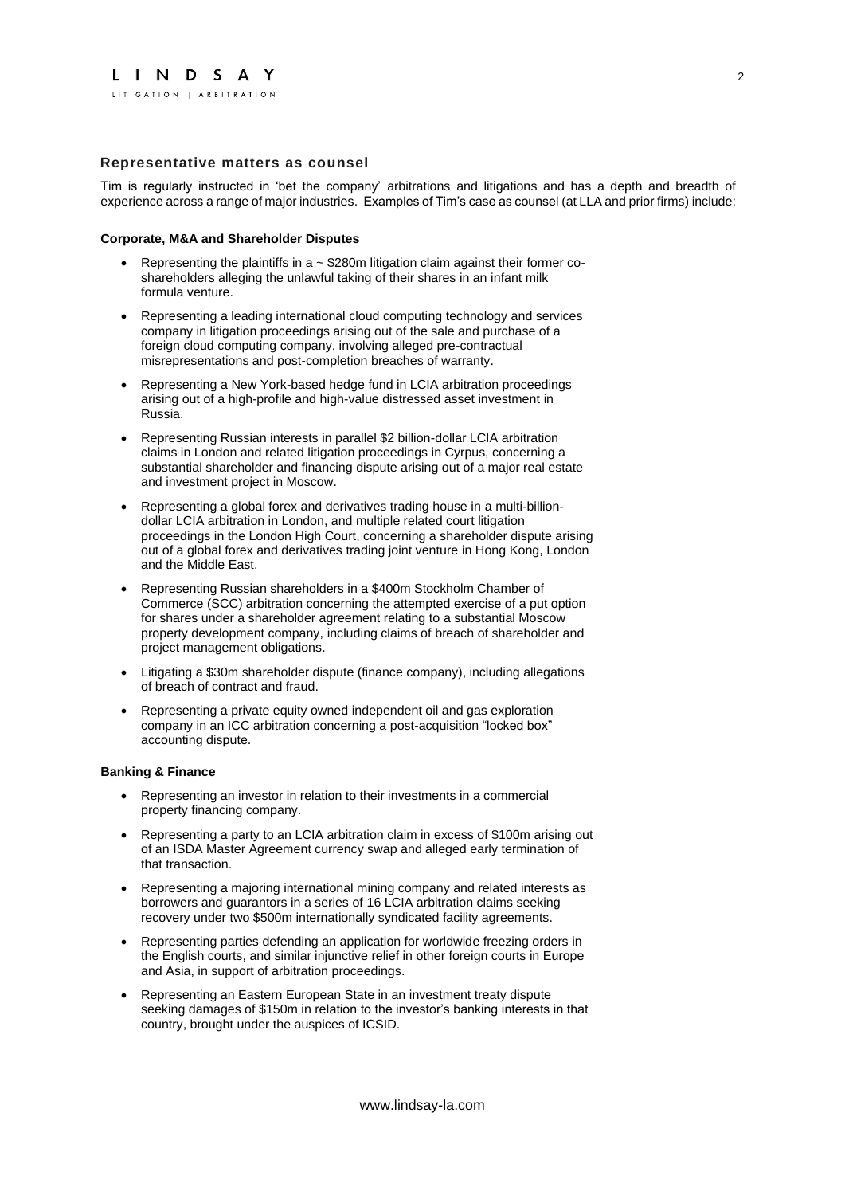## Representative matters as counsel

Tim is regularly instructed in 'bet the company' arbitrations and litigations and has a depth and breadth of experience across a range of major industries. Examples of Tim's case as counsel (at LLA and prior firms) include:

### Corporate, M&A and Shareholder Disputes

- Representing the plaintiffs in a ~ $280m litigation claim against their former co-shareholders alleging the unlawful taking of their shares in an infant milk formula venture.
- Representing a leading international cloud computing technology and services company in litigation proceedings arising out of the sale and purchase of a foreign cloud computing company, involving alleged pre-contractual misrepresentations and post-completion breaches of warranty.
- Representing a New York-based hedge fund in LCIA arbitration proceedings arising out of a high-profile and high-value distressed asset investment in Russia.
- Representing Russian interests in parallel $2 billion-dollar LCIA arbitration claims in London and related litigation proceedings in Cyrpus, concerning a substantial shareholder and financing dispute arising out of a major real estate and investment project in Moscow.
- Representing a global forex and derivatives trading house in a multi-billion-dollar LCIA arbitration in London, and multiple related court litigation proceedings in the London High Court, concerning a shareholder dispute arising out of a global forex and derivatives trading joint venture in Hong Kong, London and the Middle East.
- Representing Russian shareholders in a $400m Stockholm Chamber of Commerce (SCC) arbitration concerning the attempted exercise of a put option for shares under a shareholder agreement relating to a substantial Moscow property development company, including claims of breach of shareholder and project management obligations.
- Litigating a $30m shareholder dispute (finance company), including allegations of breach of contract and fraud.
- Representing a private equity owned independent oil and gas exploration company in an ICC arbitration concerning a post-acquisition "locked box" accounting dispute.

### Banking & Finance

- Representing an investor in relation to their investments in a commercial property financing company.
- Representing a party to an LCIA arbitration claim in excess of $100m arising out of an ISDA Master Agreement currency swap and alleged early termination of that transaction.
- Representing a majoring international mining company and related interests as borrowers and guarantors in a series of 16 LCIA arbitration claims seeking recovery under two $500m internationally syndicated facility agreements.
- Representing parties defending an application for worldwide freezing orders in the English courts, and similar injunctive relief in other foreign courts in Europe and Asia, in support of arbitration proceedings.
- Representing an Eastern European State in an investment treaty dispute seeking damages of $150m in relation to the investor's banking interests in that country, brought under the auspices of ICSID.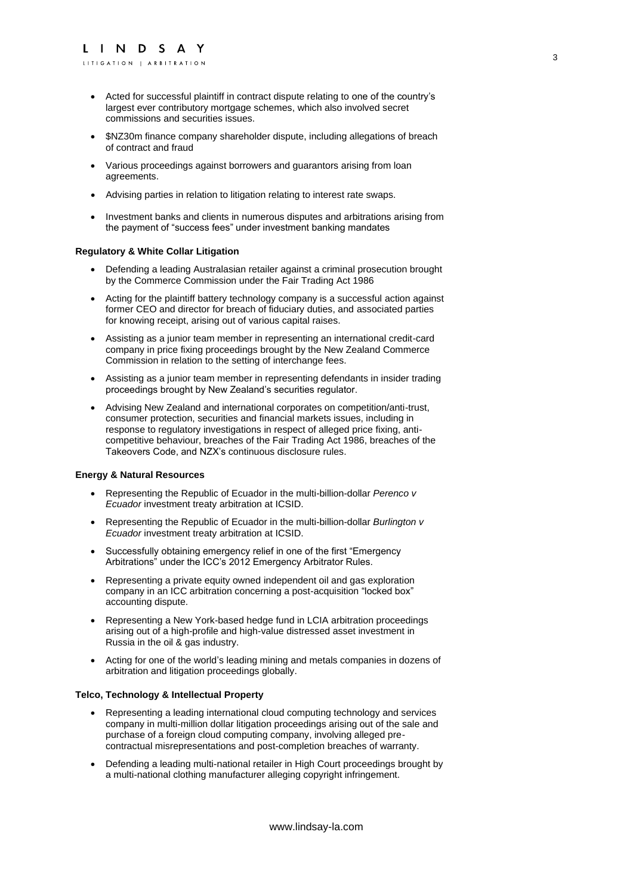- Acted for successful plaintiff in contract dispute relating to one of the country's largest ever contributory mortgage schemes, which also involved secret commissions and securities issues.
- $NZ30m finance company shareholder dispute, including allegations of breach of contract and fraud
- Various proceedings against borrowers and guarantors arising from loan agreements.
- Advising parties in relation to litigation relating to interest rate swaps.
- Investment banks and clients in numerous disputes and arbitrations arising from the payment of "success fees" under investment banking mandates

**Regulatory & White Collar Litigation**

- Defending a leading Australasian retailer against a criminal prosecution brought by the Commerce Commission under the Fair Trading Act 1986
- Acting for the plaintiff battery technology company is a successful action against former CEO and director for breach of fiduciary duties, and associated parties for knowing receipt, arising out of various capital raises.
- Assisting as a junior team member in representing an international credit-card company in price fixing proceedings brought by the New Zealand Commerce Commission in relation to the setting of interchange fees.
- Assisting as a junior team member in representing defendants in insider trading proceedings brought by New Zealand's securities regulator.
- Advising New Zealand and international corporates on competition/anti-trust, consumer protection, securities and financial markets issues, including in response to regulatory investigations in respect of alleged price fixing, anti-competitive behaviour, breaches of the Fair Trading Act 1986, breaches of the Takeovers Code, and NZX's continuous disclosure rules.

**Energy & Natural Resources**

- Representing the Republic of Ecuador in the multi-billion-dollar *Perenco v Ecuador* investment treaty arbitration at ICSID.
- Representing the Republic of Ecuador in the multi-billion-dollar *Burlington v Ecuador* investment treaty arbitration at ICSID.
- Successfully obtaining emergency relief in one of the first "Emergency Arbitrations" under the ICC's 2012 Emergency Arbitrator Rules.
- Representing a private equity owned independent oil and gas exploration company in an ICC arbitration concerning a post-acquisition "locked box" accounting dispute.
- Representing a New York-based hedge fund in LCIA arbitration proceedings arising out of a high-profile and high-value distressed asset investment in Russia in the oil & gas industry.
- Acting for one of the world's leading mining and metals companies in dozens of arbitration and litigation proceedings globally.

**Telco, Technology & Intellectual Property**

- Representing a leading international cloud computing technology and services company in multi-million dollar litigation proceedings arising out of the sale and purchase of a foreign cloud computing company, involving alleged pre-contractual misrepresentations and post-completion breaches of warranty.
- Defending a leading multi-national retailer in High Court proceedings brought by a multi-national clothing manufacturer alleging copyright infringement.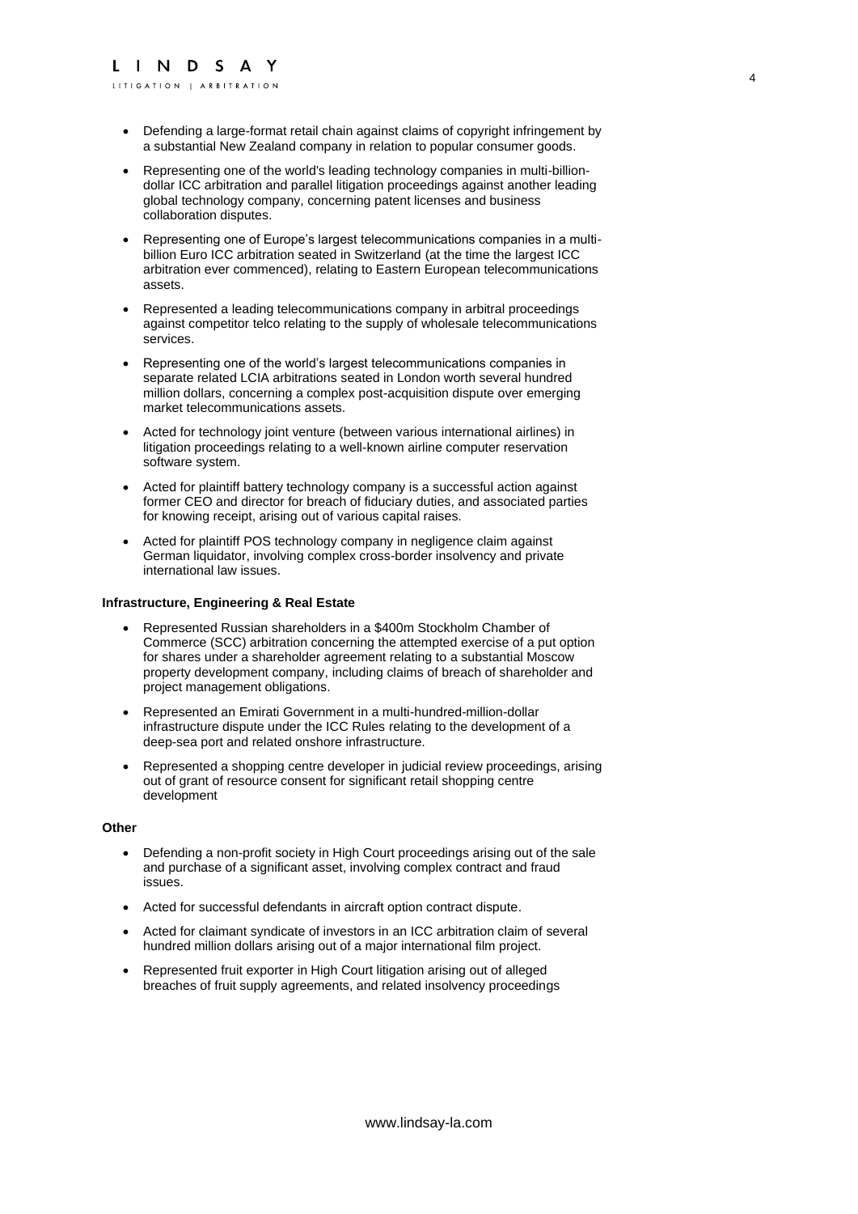- Defending a large-format retail chain against claims of copyright infringement by a substantial New Zealand company in relation to popular consumer goods.
- Representing one of the world's leading technology companies in multi-billion-dollar ICC arbitration and parallel litigation proceedings against another leading global technology company, concerning patent licenses and business collaboration disputes.
- Representing one of Europe's largest telecommunications companies in a multi-billion Euro ICC arbitration seated in Switzerland (at the time the largest ICC arbitration ever commenced), relating to Eastern European telecommunications assets.
- Represented a leading telecommunications company in arbitral proceedings against competitor telco relating to the supply of wholesale telecommunications services.
- Representing one of the world's largest telecommunications companies in separate related LCIA arbitrations seated in London worth several hundred million dollars, concerning a complex post-acquisition dispute over emerging market telecommunications assets.
- Acted for technology joint venture (between various international airlines) in litigation proceedings relating to a well-known airline computer reservation software system.
- Acted for plaintiff battery technology company is a successful action against former CEO and director for breach of fiduciary duties, and associated parties for knowing receipt, arising out of various capital raises.
- Acted for plaintiff POS technology company in negligence claim against German liquidator, involving complex cross-border insolvency and private international law issues.

**Infrastructure, Engineering & Real Estate**

- Represented Russian shareholders in a $400m Stockholm Chamber of Commerce (SCC) arbitration concerning the attempted exercise of a put option for shares under a shareholder agreement relating to a substantial Moscow property development company, including claims of breach of shareholder and project management obligations.
- Represented an Emirati Government in a multi-hundred-million-dollar infrastructure dispute under the ICC Rules relating to the development of a deep-sea port and related onshore infrastructure.
- Represented a shopping centre developer in judicial review proceedings, arising out of grant of resource consent for significant retail shopping centre development

**Other**

- Defending a non-profit society in High Court proceedings arising out of the sale and purchase of a significant asset, involving complex contract and fraud issues.
- Acted for successful defendants in aircraft option contract dispute.
- Acted for claimant syndicate of investors in an ICC arbitration claim of several hundred million dollars arising out of a major international film project.
- Represented fruit exporter in High Court litigation arising out of alleged breaches of fruit supply agreements, and related insolvency proceedings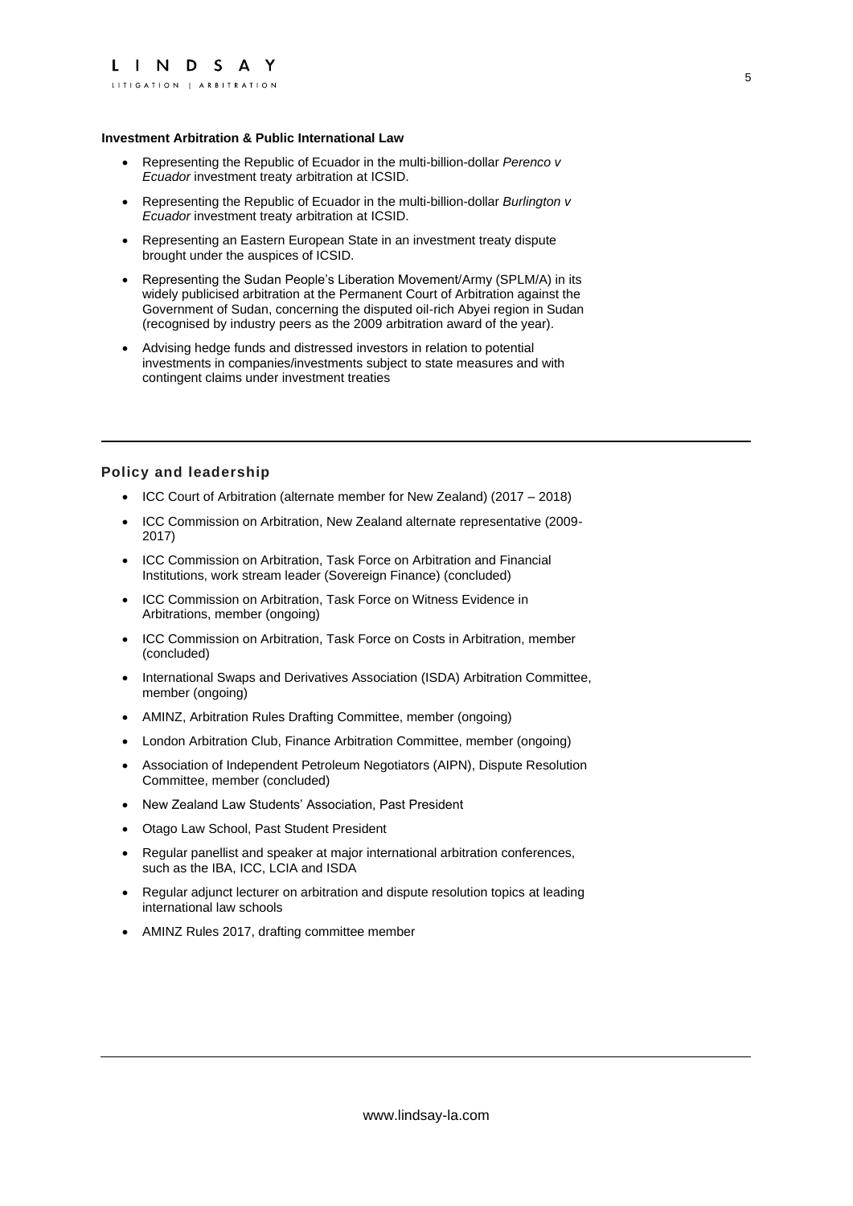**Investment Arbitration & Public International Law**

- Representing the Republic of Ecuador in the multi-billion-dollar *Perenco v Ecuador* investment treaty arbitration at ICSID.
- Representing the Republic of Ecuador in the multi-billion-dollar *Burlington v Ecuador* investment treaty arbitration at ICSID.
- Representing an Eastern European State in an investment treaty dispute brought under the auspices of ICSID.
- Representing the Sudan People's Liberation Movement/Army (SPLM/A) in its widely publicised arbitration at the Permanent Court of Arbitration against the Government of Sudan, concerning the disputed oil-rich Abyei region in Sudan (recognised by industry peers as the 2009 arbitration award of the year).
- Advising hedge funds and distressed investors in relation to potential investments in companies/investments subject to state measures and with contingent claims under investment treaties

## Policy and leadership

- ICC Court of Arbitration (alternate member for New Zealand) (2017 – 2018)
- ICC Commission on Arbitration, New Zealand alternate representative (2009-2017)
- ICC Commission on Arbitration, Task Force on Arbitration and Financial Institutions, work stream leader (Sovereign Finance) (concluded)
- ICC Commission on Arbitration, Task Force on Witness Evidence in Arbitrations, member (ongoing)
- ICC Commission on Arbitration, Task Force on Costs in Arbitration, member (concluded)
- International Swaps and Derivatives Association (ISDA) Arbitration Committee, member (ongoing)
- AMINZ, Arbitration Rules Drafting Committee, member (ongoing)
- London Arbitration Club, Finance Arbitration Committee, member (ongoing)
- Association of Independent Petroleum Negotiators (AIPN), Dispute Resolution Committee, member (concluded)
- New Zealand Law Students' Association, Past President
- Otago Law School, Past Student President
- Regular panellist and speaker at major international arbitration conferences, such as the IBA, ICC, LCIA and ISDA
- Regular adjunct lecturer on arbitration and dispute resolution topics at leading international law schools
- AMINZ Rules 2017, drafting committee member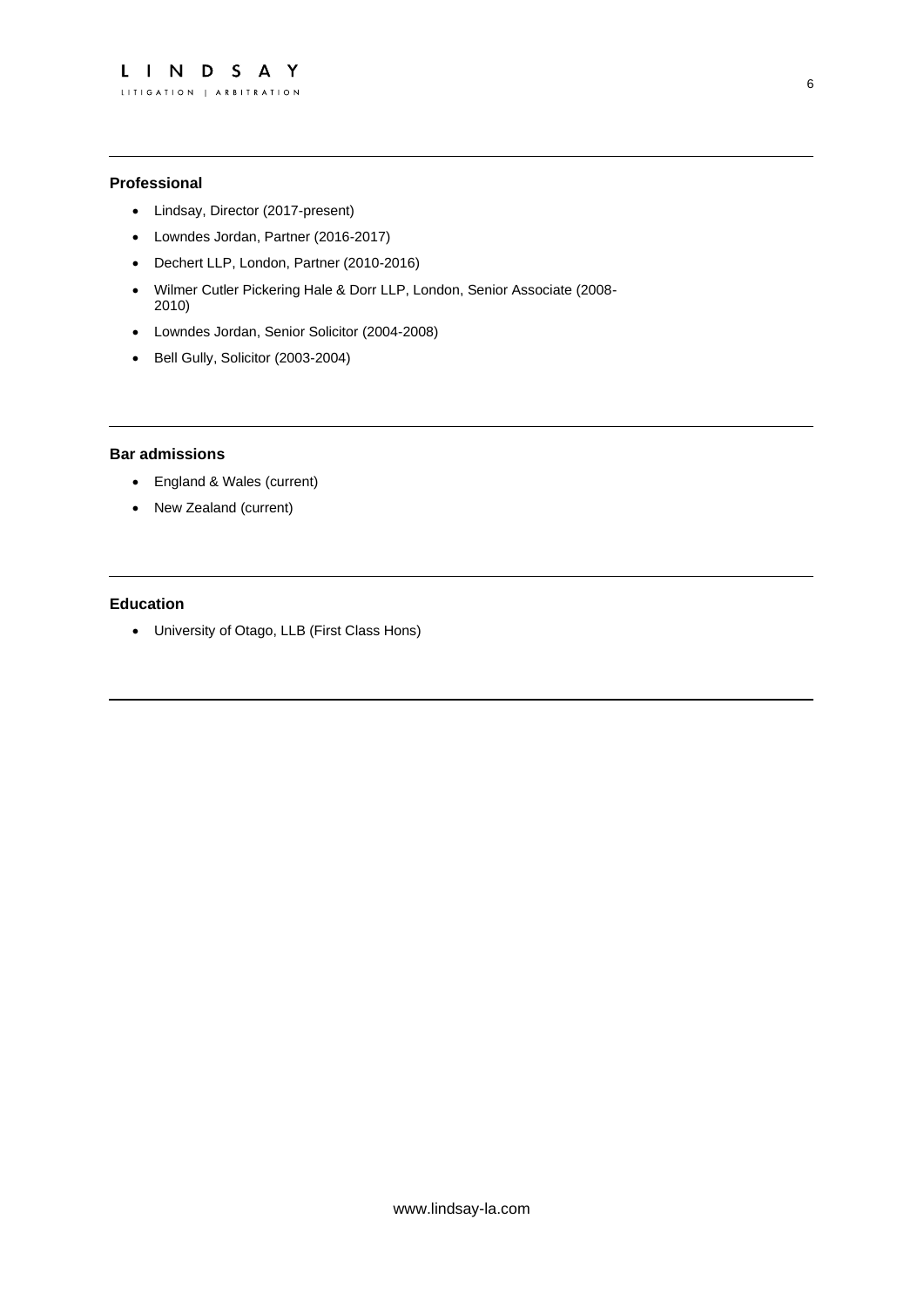## Professional

- Lindsay, Director (2017-present)
- Lowndes Jordan, Partner (2016-2017)
- Dechert LLP, London, Partner (2010-2016)
- Wilmer Cutler Pickering Hale & Dorr LLP, London, Senior Associate (2008-2010)
- Lowndes Jordan, Senior Solicitor (2004-2008)
- Bell Gully, Solicitor (2003-2004)

## Bar admissions

- England & Wales (current)
- New Zealand (current)

## Education

- University of Otago, LLB (First Class Hons)